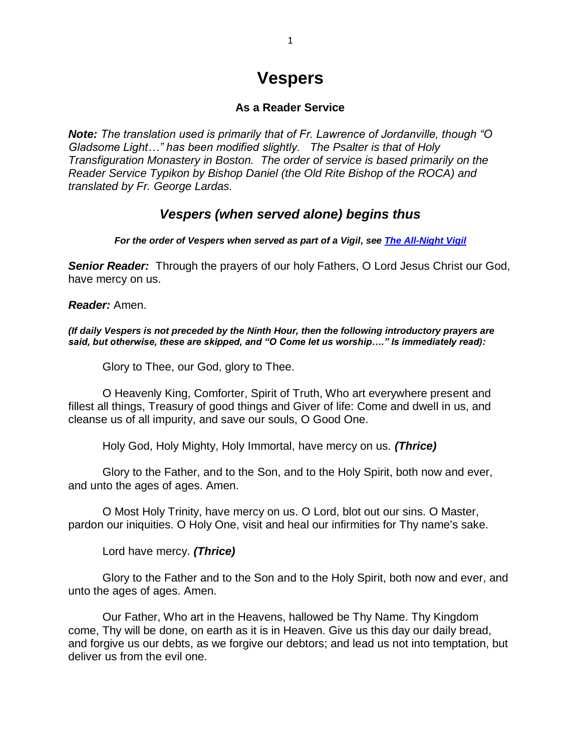# Vespers

### As a Reader Service

***Note:*** *The translation used is primarily that of Fr. Lawrence of Jordanville, though "O Gladsome Light…" has been modified slightly. The Psalter is that of Holy Transfiguration Monastery in Boston. The order of service is based primarily on the Reader Service Typikon by Bishop Daniel (the Old Rite Bishop of the ROCA) and translated by Fr. George Lardas.*

## *Vespers (when served alone) begins thus*

***For the order of Vespers when served as part of a Vigil, see [The All-Night Vigil]()***

***Senior Reader:*** Through the prayers of our holy Fathers, O Lord Jesus Christ our God, have mercy on us.

***Reader:*** Amen.

***(If daily Vespers is not preceded by the Ninth Hour, then the following introductory prayers are said, but otherwise, these are skipped, and "O Come let us worship…." Is immediately read):***

Glory to Thee, our God, glory to Thee.

O Heavenly King, Comforter, Spirit of Truth, Who art everywhere present and fillest all things, Treasury of good things and Giver of life: Come and dwell in us, and cleanse us of all impurity, and save our souls, O Good One.

Holy God, Holy Mighty, Holy Immortal, have mercy on us. ***(Thrice)***

Glory to the Father, and to the Son, and to the Holy Spirit, both now and ever, and unto the ages of ages. Amen.

O Most Holy Trinity, have mercy on us. O Lord, blot out our sins. O Master, pardon our iniquities. O Holy One, visit and heal our infirmities for Thy name's sake.

Lord have mercy. ***(Thrice)***

Glory to the Father and to the Son and to the Holy Spirit, both now and ever, and unto the ages of ages. Amen.

Our Father, Who art in the Heavens, hallowed be Thy Name. Thy Kingdom come, Thy will be done, on earth as it is in Heaven. Give us this day our daily bread, and forgive us our debts, as we forgive our debtors; and lead us not into temptation, but deliver us from the evil one.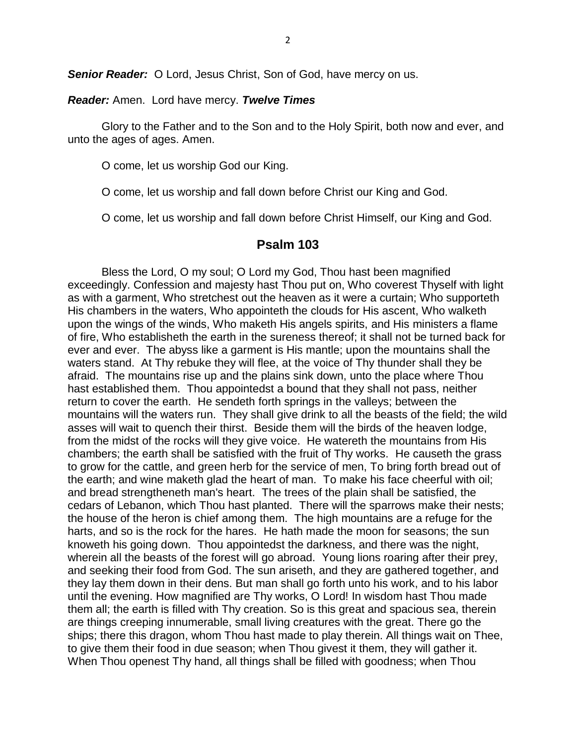***Senior Reader:*** O Lord, Jesus Christ, Son of God, have mercy on us.

***Reader:*** Amen. Lord have mercy. ***Twelve Times***

Glory to the Father and to the Son and to the Holy Spirit, both now and ever, and unto the ages of ages. Amen.

O come, let us worship God our King.

O come, let us worship and fall down before Christ our King and God.

O come, let us worship and fall down before Christ Himself, our King and God.

## Psalm 103

Bless the Lord, O my soul; O Lord my God, Thou hast been magnified exceedingly. Confession and majesty hast Thou put on, Who coverest Thyself with light as with a garment, Who stretchest out the heaven as it were a curtain; Who supporteth His chambers in the waters, Who appointeth the clouds for His ascent, Who walketh upon the wings of the winds, Who maketh His angels spirits, and His ministers a flame of fire, Who establisheth the earth in the sureness thereof; it shall not be turned back for ever and ever. The abyss like a garment is His mantle; upon the mountains shall the waters stand. At Thy rebuke they will flee, at the voice of Thy thunder shall they be afraid. The mountains rise up and the plains sink down, unto the place where Thou hast established them. Thou appointedst a bound that they shall not pass, neither return to cover the earth. He sendeth forth springs in the valleys; between the mountains will the waters run. They shall give drink to all the beasts of the field; the wild asses will wait to quench their thirst. Beside them will the birds of the heaven lodge, from the midst of the rocks will they give voice. He watereth the mountains from His chambers; the earth shall be satisfied with the fruit of Thy works. He causeth the grass to grow for the cattle, and green herb for the service of men, To bring forth bread out of the earth; and wine maketh glad the heart of man. To make his face cheerful with oil; and bread strengtheneth man's heart. The trees of the plain shall be satisfied, the cedars of Lebanon, which Thou hast planted. There will the sparrows make their nests; the house of the heron is chief among them. The high mountains are a refuge for the harts, and so is the rock for the hares. He hath made the moon for seasons; the sun knoweth his going down. Thou appointedst the darkness, and there was the night, wherein all the beasts of the forest will go abroad. Young lions roaring after their prey, and seeking their food from God. The sun ariseth, and they are gathered together, and they lay them down in their dens. But man shall go forth unto his work, and to his labor until the evening. How magnified are Thy works, O Lord! In wisdom hast Thou made them all; the earth is filled with Thy creation. So is this great and spacious sea, therein are things creeping innumerable, small living creatures with the great. There go the ships; there this dragon, whom Thou hast made to play therein. All things wait on Thee, to give them their food in due season; when Thou givest it them, they will gather it. When Thou openest Thy hand, all things shall be filled with goodness; when Thou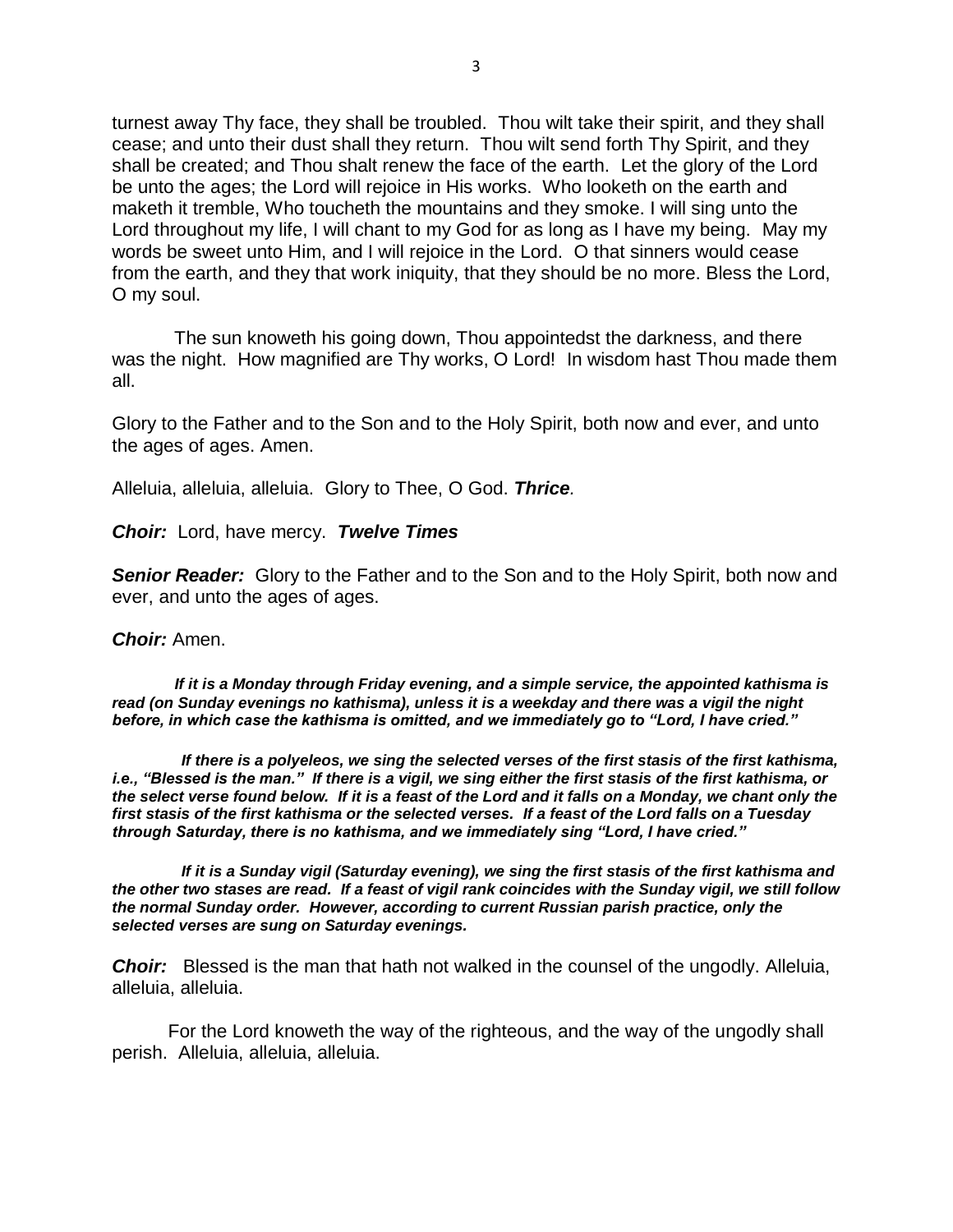turnest away Thy face, they shall be troubled. Thou wilt take their spirit, and they shall cease; and unto their dust shall they return. Thou wilt send forth Thy Spirit, and they shall be created; and Thou shalt renew the face of the earth. Let the glory of the Lord be unto the ages; the Lord will rejoice in His works. Who looketh on the earth and maketh it tremble, Who toucheth the mountains and they smoke. I will sing unto the Lord throughout my life, I will chant to my God for as long as I have my being. May my words be sweet unto Him, and I will rejoice in the Lord. O that sinners would cease from the earth, and they that work iniquity, that they should be no more. Bless the Lord, O my soul.

The sun knoweth his going down, Thou appointedst the darkness, and there was the night. How magnified are Thy works, O Lord! In wisdom hast Thou made them all.

Glory to the Father and to the Son and to the Holy Spirit, both now and ever, and unto the ages of ages. Amen.

Alleluia, alleluia, alleluia. Glory to Thee, O God. ***Thrice***.

***Choir:*** Lord, have mercy. ***Twelve Times***

***Senior Reader:*** Glory to the Father and to the Son and to the Holy Spirit, both now and ever, and unto the ages of ages.

***Choir:*** Amen.

***If it is a Monday through Friday evening, and a simple service, the appointed kathisma is read (on Sunday evenings no kathisma), unless it is a weekday and there was a vigil the night before, in which case the kathisma is omitted, and we immediately go to "Lord, I have cried."***

***If there is a polyeleos, we sing the selected verses of the first stasis of the first kathisma, i.e., "Blessed is the man." If there is a vigil, we sing either the first stasis of the first kathisma, or the select verse found below. If it is a feast of the Lord and it falls on a Monday, we chant only the first stasis of the first kathisma or the selected verses. If a feast of the Lord falls on a Tuesday through Saturday, there is no kathisma, and we immediately sing "Lord, I have cried."***

***If it is a Sunday vigil (Saturday evening), we sing the first stasis of the first kathisma and the other two stases are read. If a feast of vigil rank coincides with the Sunday vigil, we still follow the normal Sunday order. However, according to current Russian parish practice, only the selected verses are sung on Saturday evenings.***

***Choir:*** Blessed is the man that hath not walked in the counsel of the ungodly. Alleluia, alleluia, alleluia.

For the Lord knoweth the way of the righteous, and the way of the ungodly shall perish. Alleluia, alleluia, alleluia.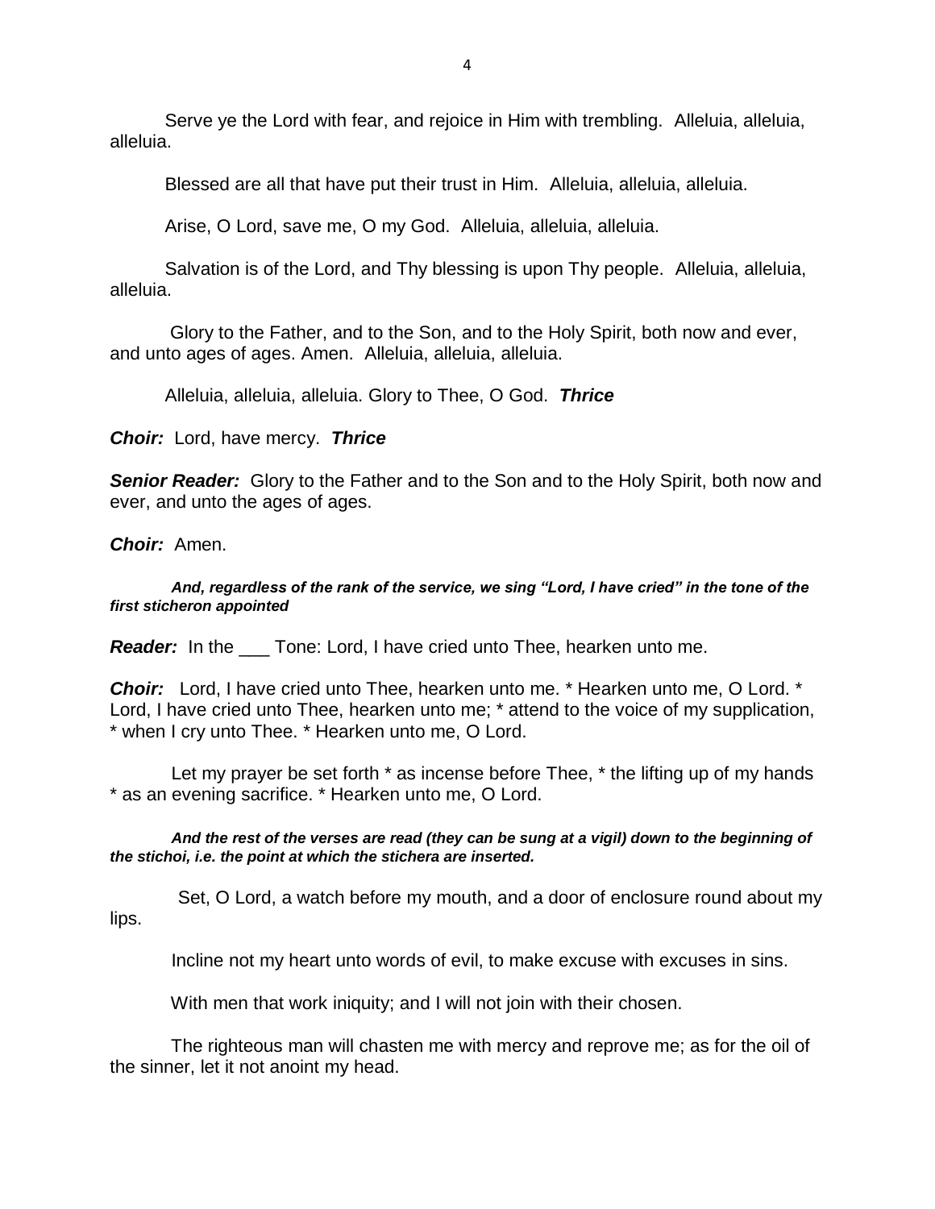Serve ye the Lord with fear, and rejoice in Him with trembling. Alleluia, alleluia, alleluia.

Blessed are all that have put their trust in Him. Alleluia, alleluia, alleluia.

Arise, O Lord, save me, O my God. Alleluia, alleluia, alleluia.

Salvation is of the Lord, and Thy blessing is upon Thy people. Alleluia, alleluia, alleluia.

Glory to the Father, and to the Son, and to the Holy Spirit, both now and ever, and unto ages of ages. Amen. Alleluia, alleluia, alleluia.

Alleluia, alleluia, alleluia. Glory to Thee, O God. ***Thrice***

***Choir:*** Lord, have mercy. ***Thrice***

***Senior Reader:*** Glory to the Father and to the Son and to the Holy Spirit, both now and ever, and unto the ages of ages.

***Choir:*** Amen.

***And, regardless of the rank of the service, we sing "Lord, I have cried" in the tone of the first sticheron appointed***

***Reader:*** In the ___ Tone: Lord, I have cried unto Thee, hearken unto me.

***Choir:*** Lord, I have cried unto Thee, hearken unto me. * Hearken unto me, O Lord. * Lord, I have cried unto Thee, hearken unto me; * attend to the voice of my supplication, * when I cry unto Thee. * Hearken unto me, O Lord.

Let my prayer be set forth * as incense before Thee, * the lifting up of my hands * as an evening sacrifice. * Hearken unto me, O Lord.

***And the rest of the verses are read (they can be sung at a vigil) down to the beginning of the stichoi, i.e. the point at which the stichera are inserted.***

Set, O Lord, a watch before my mouth, and a door of enclosure round about my lips.

Incline not my heart unto words of evil, to make excuse with excuses in sins.

With men that work iniquity; and I will not join with their chosen.

The righteous man will chasten me with mercy and reprove me; as for the oil of the sinner, let it not anoint my head.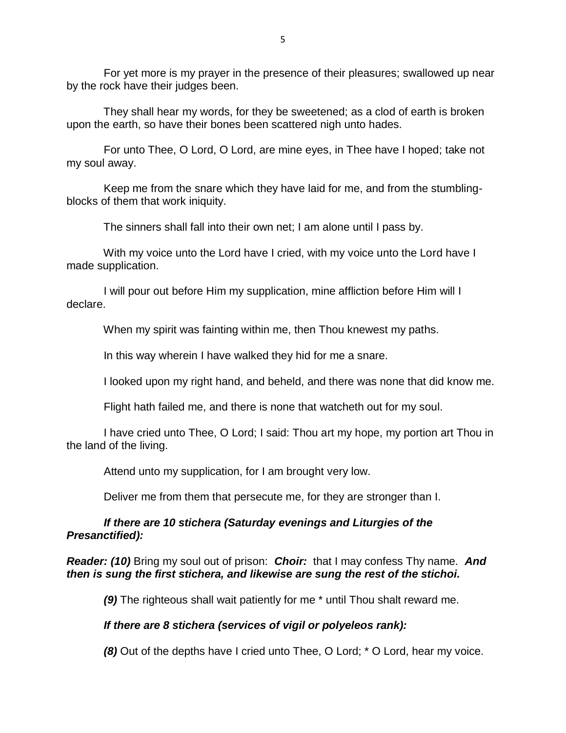For yet more is my prayer in the presence of their pleasures; swallowed up near by the rock have their judges been.

They shall hear my words, for they be sweetened; as a clod of earth is broken upon the earth, so have their bones been scattered nigh unto hades.

For unto Thee, O Lord, O Lord, are mine eyes, in Thee have I hoped; take not my soul away.

Keep me from the snare which they have laid for me, and from the stumbling-blocks of them that work iniquity.

The sinners shall fall into their own net; I am alone until I pass by.

With my voice unto the Lord have I cried, with my voice unto the Lord have I made supplication.

I will pour out before Him my supplication, mine affliction before Him will I declare.

When my spirit was fainting within me, then Thou knewest my paths.

In this way wherein I have walked they hid for me a snare.

I looked upon my right hand, and beheld, and there was none that did know me.

Flight hath failed me, and there is none that watcheth out for my soul.

I have cried unto Thee, O Lord; I said: Thou art my hope, my portion art Thou in the land of the living.

Attend unto my supplication, for I am brought very low.

Deliver me from them that persecute me, for they are stronger than I.

***If there are 10 stichera (Saturday evenings and Liturgies of the Presanctified):***

***Reader: (10)*** Bring my soul out of prison: ***Choir:*** that I may confess Thy name. ***And then is sung the first stichera, and likewise are sung the rest of the stichoi.***

***(9)*** The righteous shall wait patiently for me * until Thou shalt reward me.

***If there are 8 stichera (services of vigil or polyeleos rank):***

***(8)*** Out of the depths have I cried unto Thee, O Lord; * O Lord, hear my voice.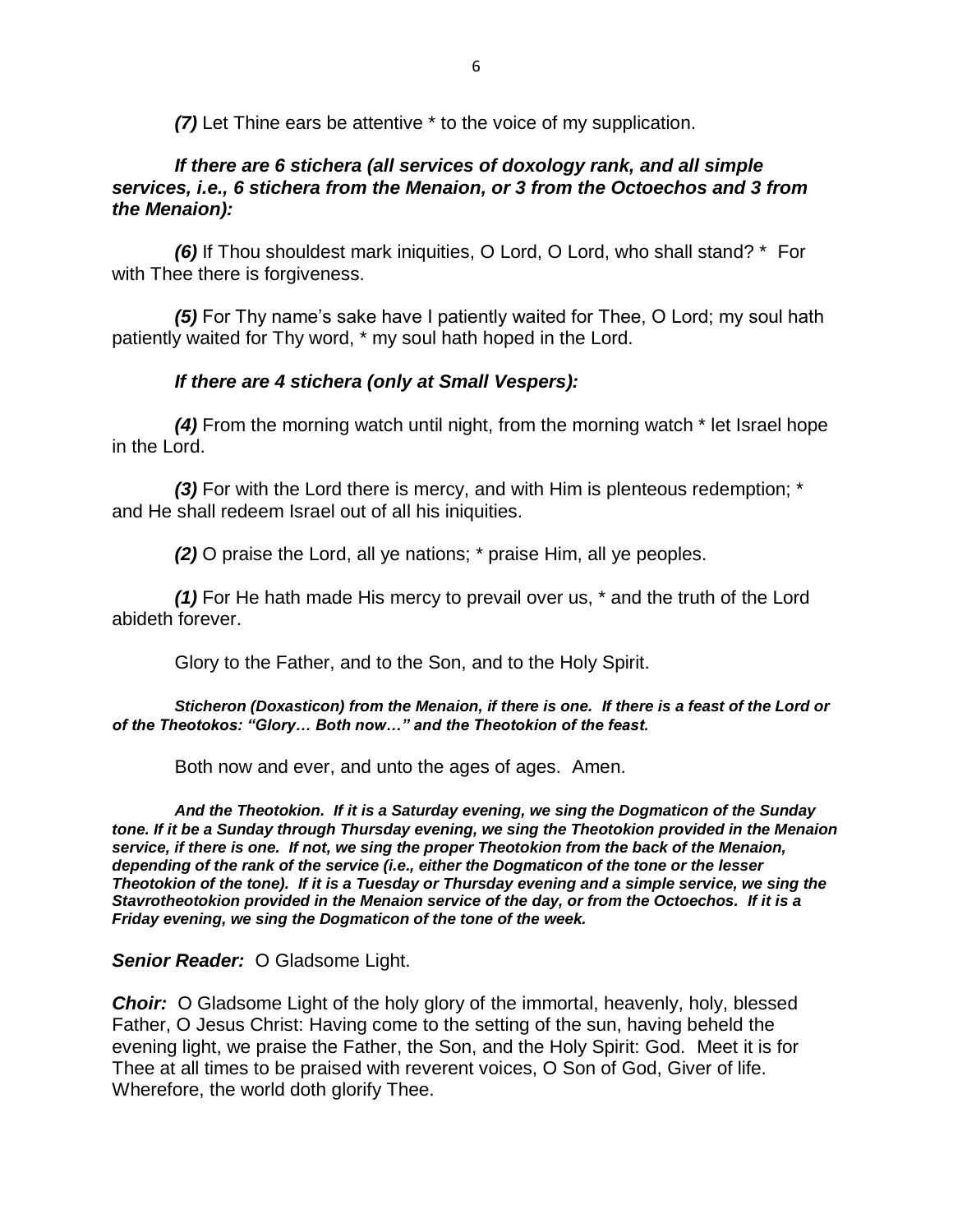***(7)*** Let Thine ears be attentive * to the voice of my supplication.

***If there are 6 stichera (all services of doxology rank, and all simple services, i.e., 6 stichera from the Menaion, or 3 from the Octoechos and 3 from the Menaion):***

***(6)*** If Thou shouldest mark iniquities, O Lord, O Lord, who shall stand? * For with Thee there is forgiveness.

***(5)*** For Thy name's sake have I patiently waited for Thee, O Lord; my soul hath patiently waited for Thy word, * my soul hath hoped in the Lord.

***If there are 4 stichera (only at Small Vespers):***

***(4)*** From the morning watch until night, from the morning watch * let Israel hope in the Lord.

***(3)*** For with the Lord there is mercy, and with Him is plenteous redemption; * and He shall redeem Israel out of all his iniquities.

***(2)*** O praise the Lord, all ye nations; * praise Him, all ye peoples.

***(1)*** For He hath made His mercy to prevail over us, * and the truth of the Lord abideth forever.

Glory to the Father, and to the Son, and to the Holy Spirit.

***Sticheron (Doxasticon) from the Menaion, if there is one. If there is a feast of the Lord or of the Theotokos: "Glory… Both now…" and the Theotokion of the feast.***

Both now and ever, and unto the ages of ages. Amen.

***And the Theotokion. If it is a Saturday evening, we sing the Dogmaticon of the Sunday tone. If it be a Sunday through Thursday evening, we sing the Theotokion provided in the Menaion service, if there is one. If not, we sing the proper Theotokion from the back of the Menaion, depending of the rank of the service (i.e., either the Dogmaticon of the tone or the lesser Theotokion of the tone). If it is a Tuesday or Thursday evening and a simple service, we sing the Stavrotheotokion provided in the Menaion service of the day, or from the Octoechos. If it is a Friday evening, we sing the Dogmaticon of the tone of the week.***

***Senior Reader:*** O Gladsome Light.

***Choir:*** O Gladsome Light of the holy glory of the immortal, heavenly, holy, blessed Father, O Jesus Christ: Having come to the setting of the sun, having beheld the evening light, we praise the Father, the Son, and the Holy Spirit: God. Meet it is for Thee at all times to be praised with reverent voices, O Son of God, Giver of life. Wherefore, the world doth glorify Thee.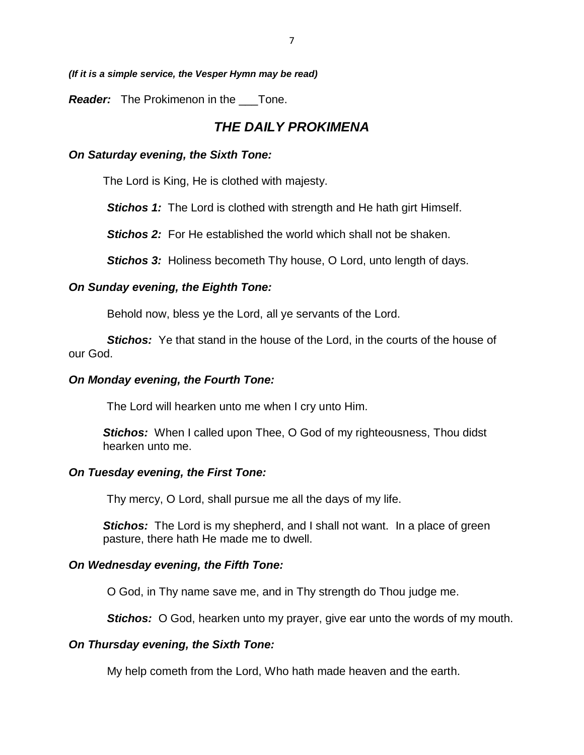***(If it is a simple service, the Vesper Hymn may be read)***

***Reader:*** The Prokimenon in the ___Tone.

## *THE DAILY PROKIMENA*

### *On Saturday evening, the Sixth Tone:*

The Lord is King, He is clothed with majesty.

***Stichos 1:*** The Lord is clothed with strength and He hath girt Himself.

***Stichos 2:*** For He established the world which shall not be shaken.

***Stichos 3:*** Holiness becometh Thy house, O Lord, unto length of days.

### *On Sunday evening, the Eighth Tone:*

Behold now, bless ye the Lord, all ye servants of the Lord.

***Stichos:*** Ye that stand in the house of the Lord, in the courts of the house of our God.

### *On Monday evening, the Fourth Tone:*

The Lord will hearken unto me when I cry unto Him.

***Stichos:*** When I called upon Thee, O God of my righteousness, Thou didst hearken unto me.

### *On Tuesday evening, the First Tone:*

Thy mercy, O Lord, shall pursue me all the days of my life.

***Stichos:*** The Lord is my shepherd, and I shall not want. In a place of green pasture, there hath He made me to dwell.

### *On Wednesday evening, the Fifth Tone:*

O God, in Thy name save me, and in Thy strength do Thou judge me.

***Stichos:*** O God, hearken unto my prayer, give ear unto the words of my mouth.

### *On Thursday evening, the Sixth Tone:*

My help cometh from the Lord, Who hath made heaven and the earth.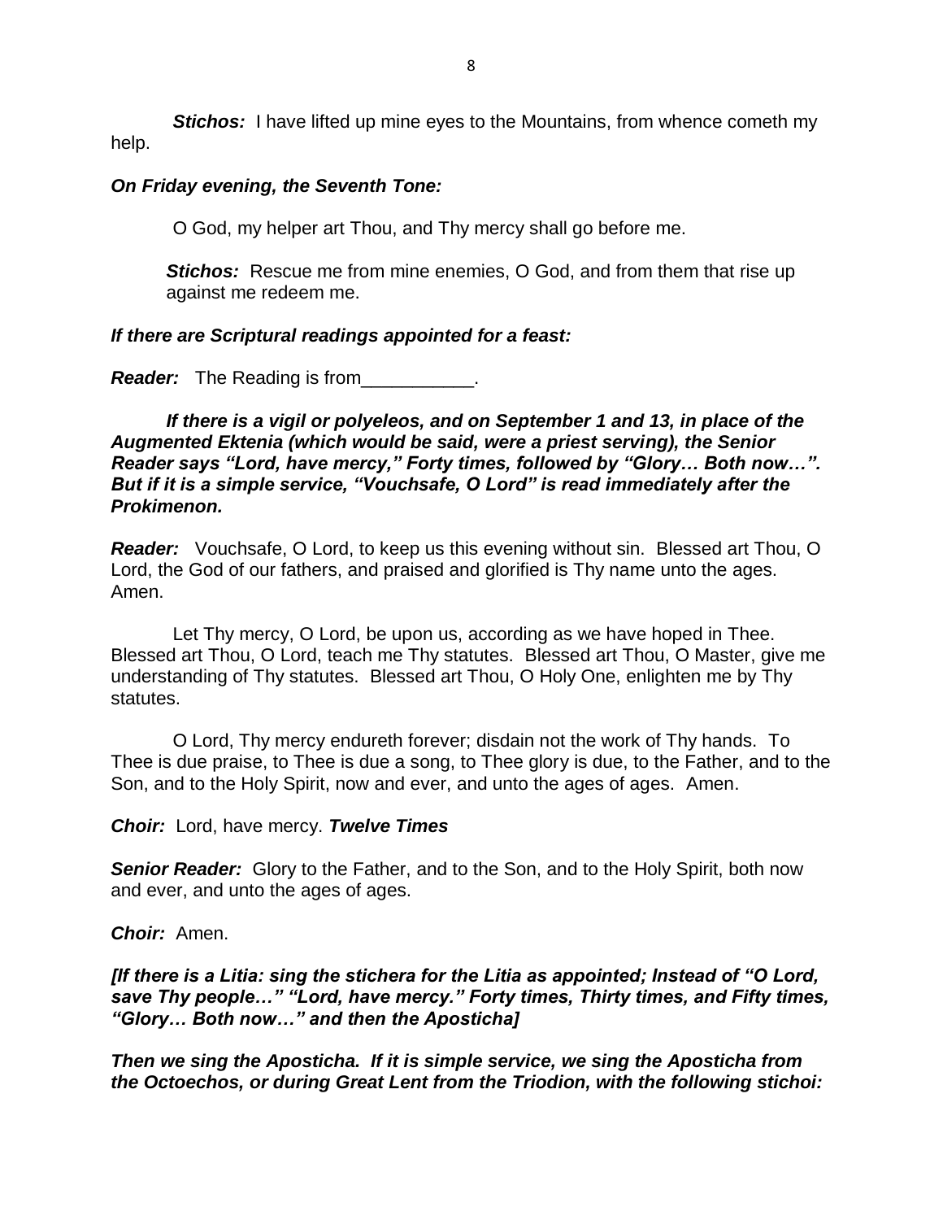***Stichos:*** I have lifted up mine eyes to the Mountains, from whence cometh my help.

***On Friday evening, the Seventh Tone:***

O God, my helper art Thou, and Thy mercy shall go before me.

***Stichos:*** Rescue me from mine enemies, O God, and from them that rise up against me redeem me.

***If there are Scriptural readings appointed for a feast:***

***Reader:*** The Reading is from___________.

***If there is a vigil or polyeleos, and on September 1 and 13, in place of the Augmented Ektenia (which would be said, were a priest serving), the Senior Reader says "Lord, have mercy," Forty times, followed by "Glory… Both now…". But if it is a simple service, "Vouchsafe, O Lord" is read immediately after the Prokimenon.***

***Reader:*** Vouchsafe, O Lord, to keep us this evening without sin. Blessed art Thou, O Lord, the God of our fathers, and praised and glorified is Thy name unto the ages. Amen.

Let Thy mercy, O Lord, be upon us, according as we have hoped in Thee. Blessed art Thou, O Lord, teach me Thy statutes. Blessed art Thou, O Master, give me understanding of Thy statutes. Blessed art Thou, O Holy One, enlighten me by Thy statutes.

O Lord, Thy mercy endureth forever; disdain not the work of Thy hands. To Thee is due praise, to Thee is due a song, to Thee glory is due, to the Father, and to the Son, and to the Holy Spirit, now and ever, and unto the ages of ages. Amen.

***Choir:*** Lord, have mercy. ***Twelve Times***

***Senior Reader:*** Glory to the Father, and to the Son, and to the Holy Spirit, both now and ever, and unto the ages of ages.

***Choir:*** Amen.

***[If there is a Litia: sing the stichera for the Litia as appointed; Instead of "O Lord, save Thy people…" "Lord, have mercy." Forty times, Thirty times, and Fifty times, "Glory… Both now…" and then the Aposticha]***

***Then we sing the Aposticha. If it is simple service, we sing the Aposticha from the Octoechos, or during Great Lent from the Triodion, with the following stichoi:***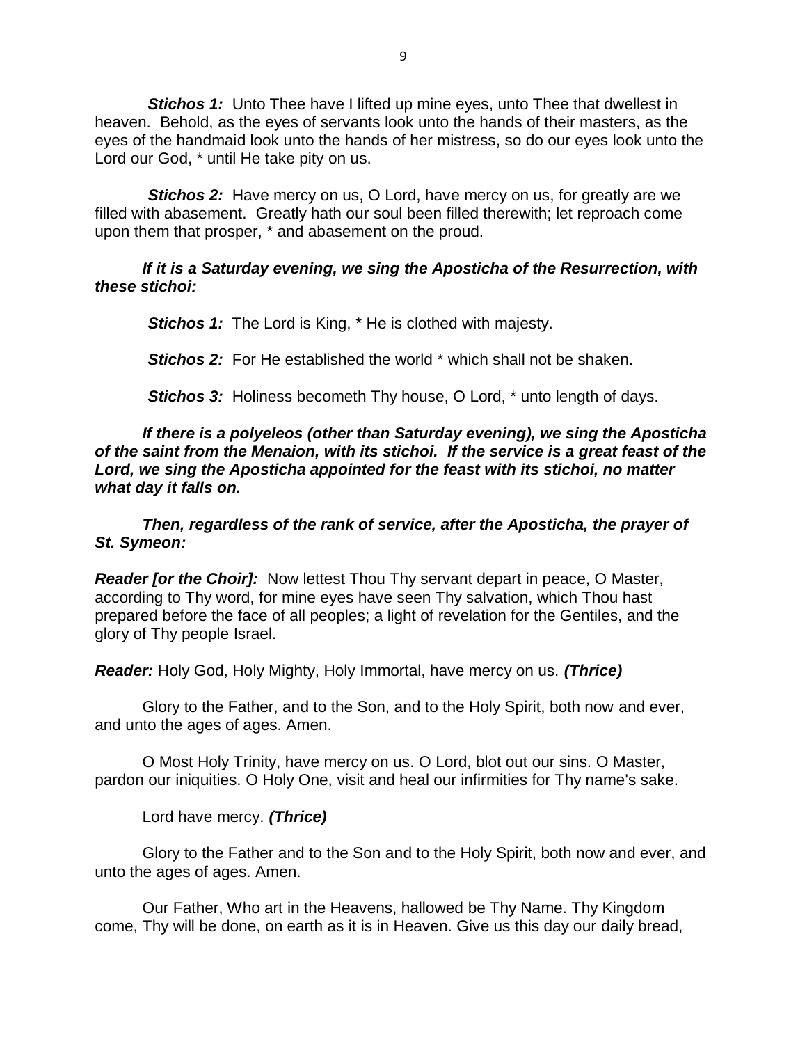***Stichos 1:*** Unto Thee have I lifted up mine eyes, unto Thee that dwellest in heaven. Behold, as the eyes of servants look unto the hands of their masters, as the eyes of the handmaid look unto the hands of her mistress, so do our eyes look unto the Lord our God, * until He take pity on us.

***Stichos 2:*** Have mercy on us, O Lord, have mercy on us, for greatly are we filled with abasement. Greatly hath our soul been filled therewith; let reproach come upon them that prosper, * and abasement on the proud.

***If it is a Saturday evening, we sing the Aposticha of the Resurrection, with these stichoi:***

***Stichos 1:*** The Lord is King, * He is clothed with majesty.

***Stichos 2:*** For He established the world * which shall not be shaken.

***Stichos 3:*** Holiness becometh Thy house, O Lord, * unto length of days.

***If there is a polyeleos (other than Saturday evening), we sing the Aposticha of the saint from the Menaion, with its stichoi. If the service is a great feast of the Lord, we sing the Aposticha appointed for the feast with its stichoi, no matter what day it falls on.***

***Then, regardless of the rank of service, after the Aposticha, the prayer of St. Symeon:***

***Reader [or the Choir]:*** Now lettest Thou Thy servant depart in peace, O Master, according to Thy word, for mine eyes have seen Thy salvation, which Thou hast prepared before the face of all peoples; a light of revelation for the Gentiles, and the glory of Thy people Israel.

***Reader:*** Holy God, Holy Mighty, Holy Immortal, have mercy on us. ***(Thrice)***

Glory to the Father, and to the Son, and to the Holy Spirit, both now and ever, and unto the ages of ages. Amen.

O Most Holy Trinity, have mercy on us. O Lord, blot out our sins. O Master, pardon our iniquities. O Holy One, visit and heal our infirmities for Thy name's sake.

Lord have mercy. ***(Thrice)***

Glory to the Father and to the Son and to the Holy Spirit, both now and ever, and unto the ages of ages. Amen.

Our Father, Who art in the Heavens, hallowed be Thy Name. Thy Kingdom come, Thy will be done, on earth as it is in Heaven. Give us this day our daily bread,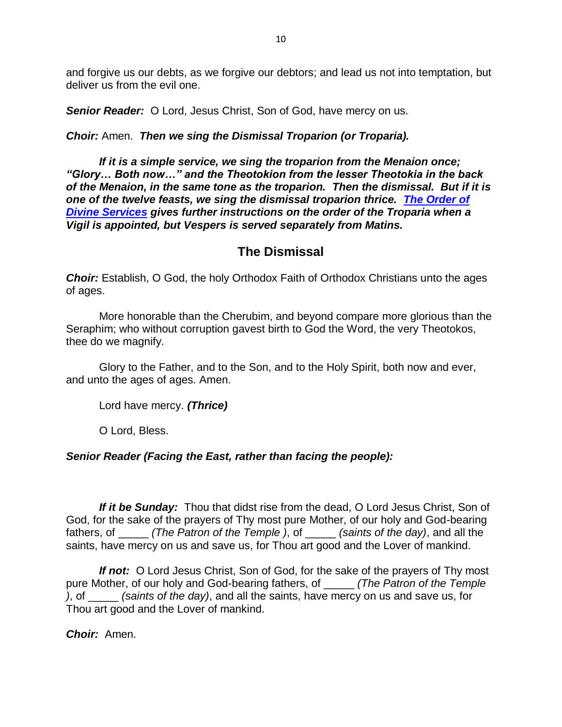and forgive us our debts, as we forgive our debtors; and lead us not into temptation, but deliver us from the evil one.

***Senior Reader:*** O Lord, Jesus Christ, Son of God, have mercy on us.

***Choir:*** Amen. ***Then we sing the Dismissal Troparion (or Troparia).***

***If it is a simple service, we sing the troparion from the Menaion once; "Glory… Both now…" and the Theotokion from the lesser Theotokia in the back of the Menaion, in the same tone as the troparion. Then the dismissal. But if it is one of the twelve feasts, we sing the dismissal troparion thrice. [The Order of Divine Services] gives further instructions on the order of the Troparia when a Vigil is appointed, but Vespers is served separately from Matins.***

## The Dismissal

***Choir:*** Establish, O God, the holy Orthodox Faith of Orthodox Christians unto the ages of ages.

More honorable than the Cherubim, and beyond compare more glorious than the Seraphim; who without corruption gavest birth to God the Word, the very Theotokos, thee do we magnify.

Glory to the Father, and to the Son, and to the Holy Spirit, both now and ever, and unto the ages of ages. Amen.

Lord have mercy. ***(Thrice)***

O Lord, Bless.

***Senior Reader (Facing the East, rather than facing the people):***

***If it be Sunday:*** Thou that didst rise from the dead, O Lord Jesus Christ, Son of God, for the sake of the prayers of Thy most pure Mother, of our holy and God-bearing fathers, of _____ *(The Patron of the Temple )*, of _____ *(saints of the day)*, and all the saints, have mercy on us and save us, for Thou art good and the Lover of mankind.

***If not:*** O Lord Jesus Christ, Son of God, for the sake of the prayers of Thy most pure Mother, of our holy and God-bearing fathers, of _____ *(The Patron of the Temple )*, of _____ *(saints of the day)*, and all the saints, have mercy on us and save us, for Thou art good and the Lover of mankind.

***Choir:*** Amen.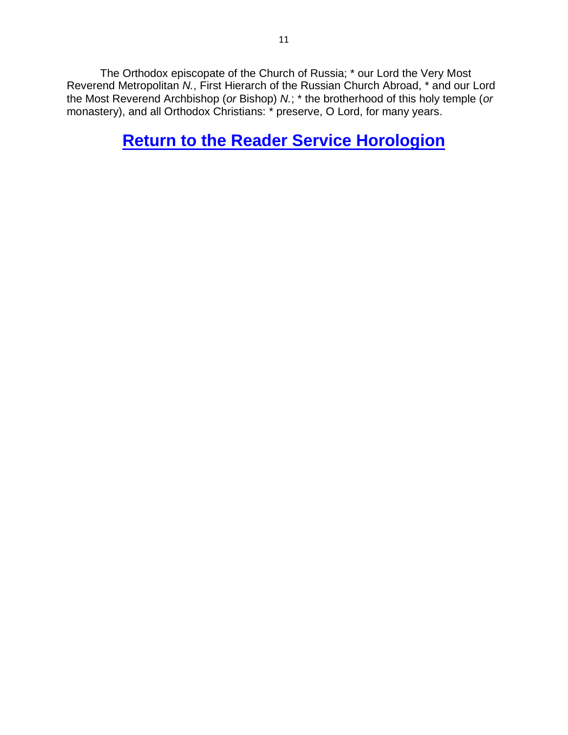The Orthodox episcopate of the Church of Russia; * our Lord the Very Most Reverend Metropolitan *N.*, First Hierarch of the Russian Church Abroad, * and our Lord the Most Reverend Archbishop (*or* Bishop) *N.*; * the brotherhood of this holy temple (*or* monastery), and all Orthodox Christians: * preserve, O Lord, for many years.

## **Return to the Reader Service Horologion**